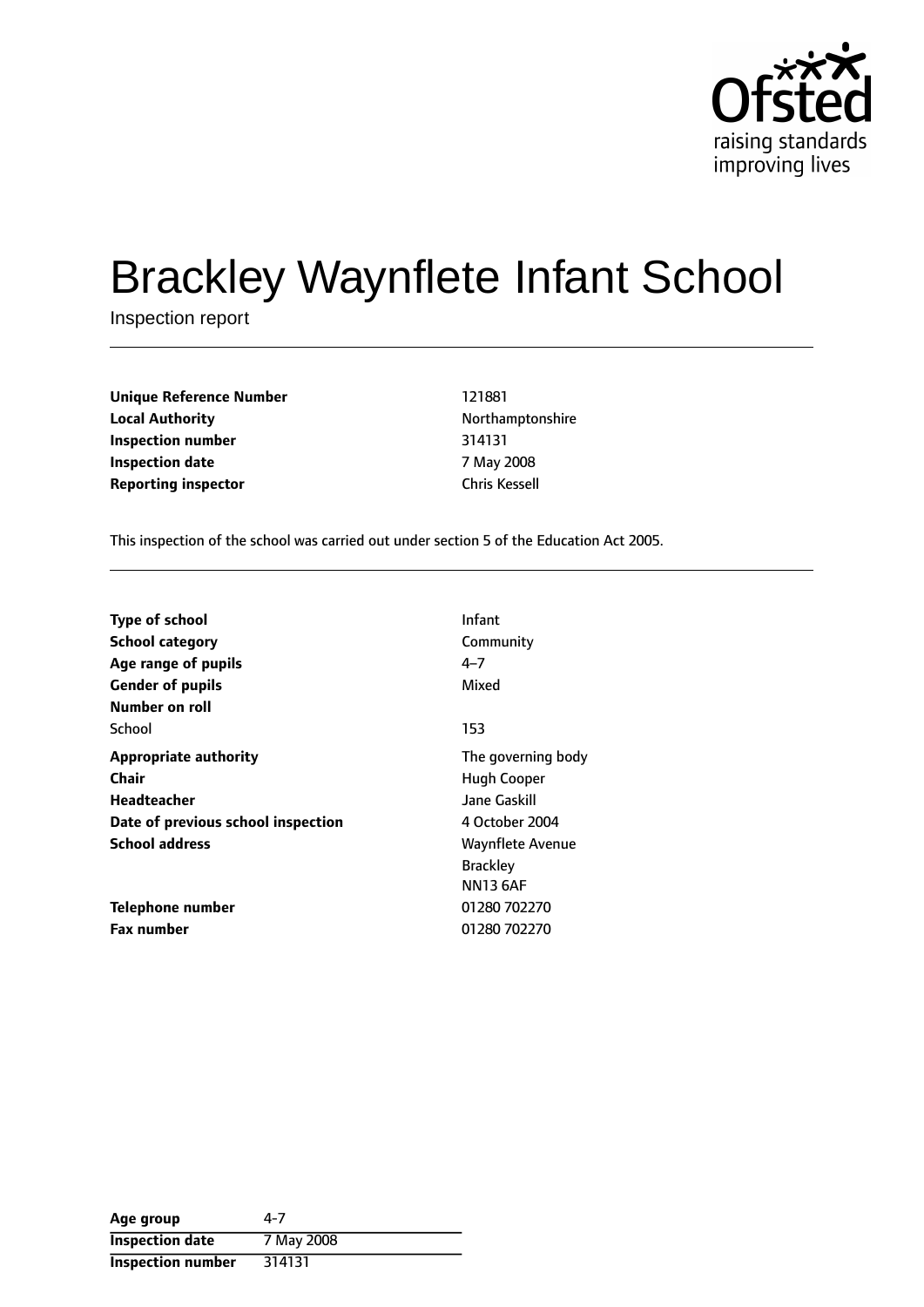# Brackley Waynflete Infant School

Inspection report

| | |
|---|---|
| **Unique Reference Number** | 121881 |
| **Local Authority** | Northamptonshire |
| **Inspection number** | 314131 |
| **Inspection date** | 7 May 2008 |
| **Reporting inspector** | Chris Kessell |

This inspection of the school was carried out under section 5 of the Education Act 2005.

| | |
|---|---|
| **Type of school** | Infant |
| **School category** | Community |
| **Age range of pupils** | 4–7 |
| **Gender of pupils** | Mixed |
| **Number on roll** | |
| School | 153 |
| **Appropriate authority** | The governing body |
| **Chair** | Hugh Cooper |
| **Headteacher** | Jane Gaskill |
| **Date of previous school inspection** | 4 October 2004 |
| **School address** | Waynflete Avenue<br>Brackley<br>NN13 6AF |
| **Telephone number** | 01280 702270 |
| **Fax number** | 01280 702270 |

| | |
|---|---|
| **Age group** | 4-7 |
| **Inspection date** | 7 May 2008 |
| **Inspection number** | 314131 |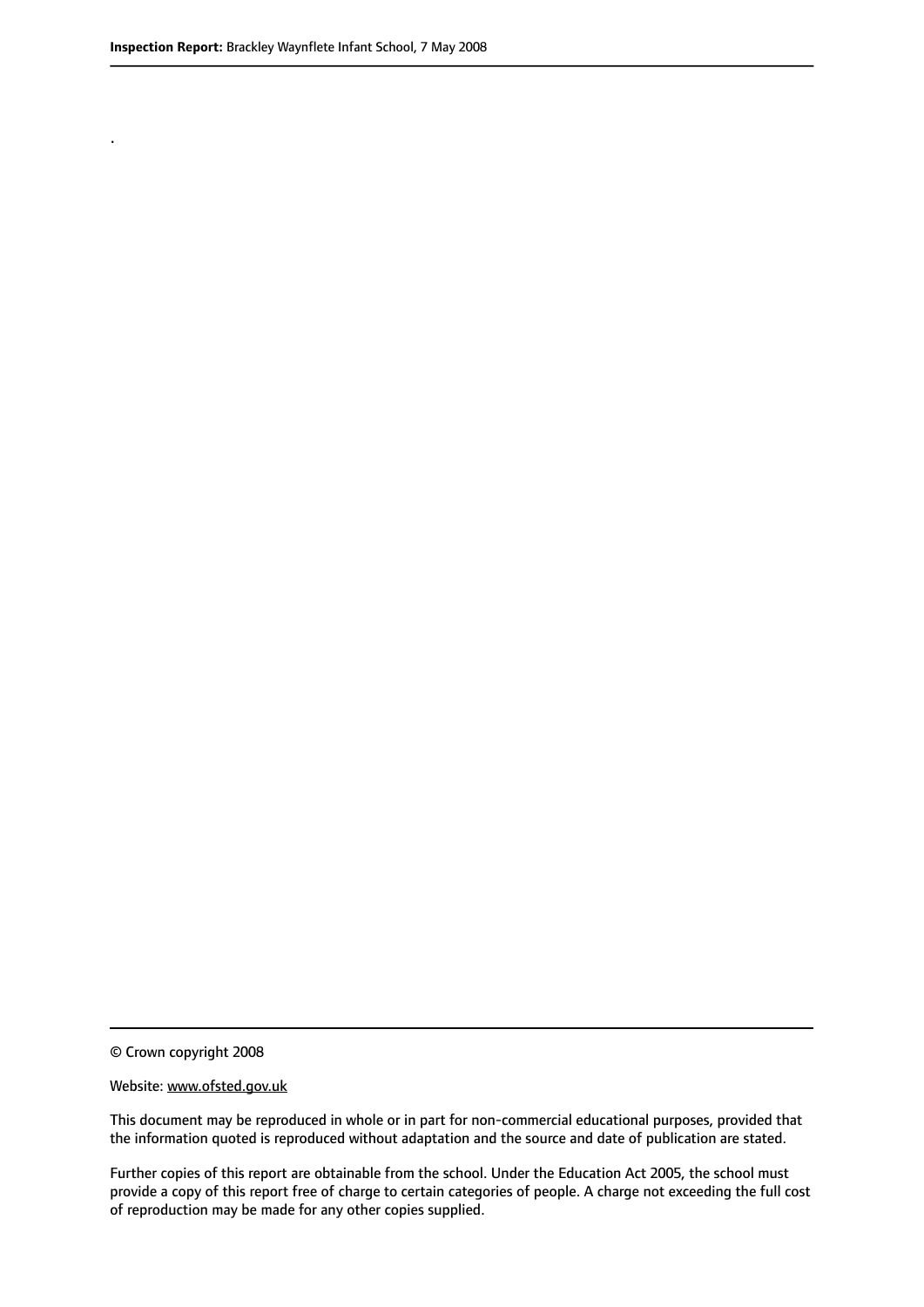.

© Crown copyright 2008

Website: www.ofsted.gov.uk

This document may be reproduced in whole or in part for non-commercial educational purposes, provided that the information quoted is reproduced without adaptation and the source and date of publication are stated.

Further copies of this report are obtainable from the school. Under the Education Act 2005, the school must provide a copy of this report free of charge to certain categories of people. A charge not exceeding the full cost of reproduction may be made for any other copies supplied.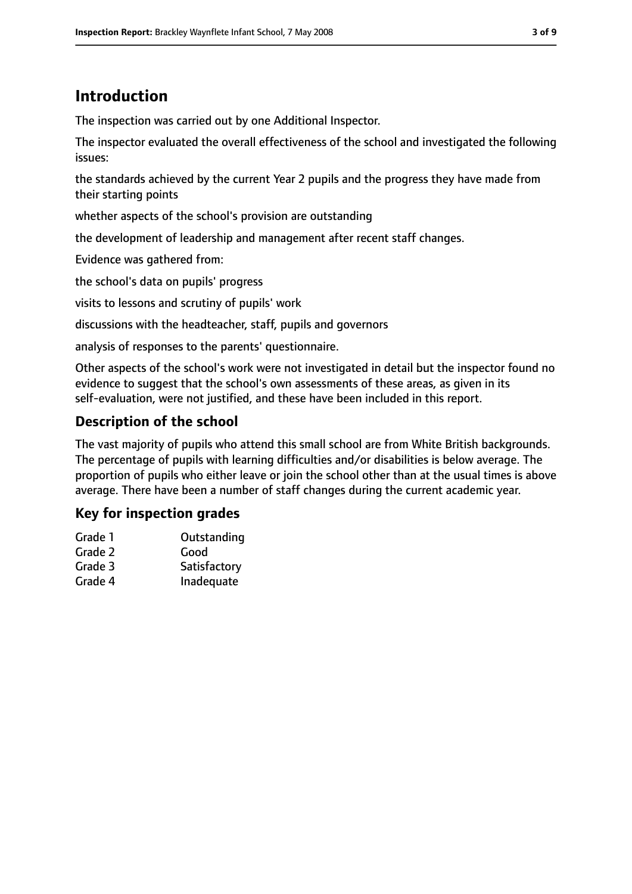## Introduction

The inspection was carried out by one Additional Inspector.

The inspector evaluated the overall effectiveness of the school and investigated the following issues:

the standards achieved by the current Year 2 pupils and the progress they have made from their starting points

whether aspects of the school's provision are outstanding

the development of leadership and management after recent staff changes.

Evidence was gathered from:

the school's data on pupils' progress

visits to lessons and scrutiny of pupils' work

discussions with the headteacher, staff, pupils and governors

analysis of responses to the parents' questionnaire.

Other aspects of the school's work were not investigated in detail but the inspector found no evidence to suggest that the school's own assessments of these areas, as given in its self-evaluation, were not justified, and these have been included in this report.

### Description of the school

The vast majority of pupils who attend this small school are from White British backgrounds. The percentage of pupils with learning difficulties and/or disabilities is below average. The proportion of pupils who either leave or join the school other than at the usual times is above average. There have been a number of staff changes during the current academic year.

### Key for inspection grades

| | |
|---|---|
| Grade 1 | Outstanding |
| Grade 2 | Good |
| Grade 3 | Satisfactory |
| Grade 4 | Inadequate |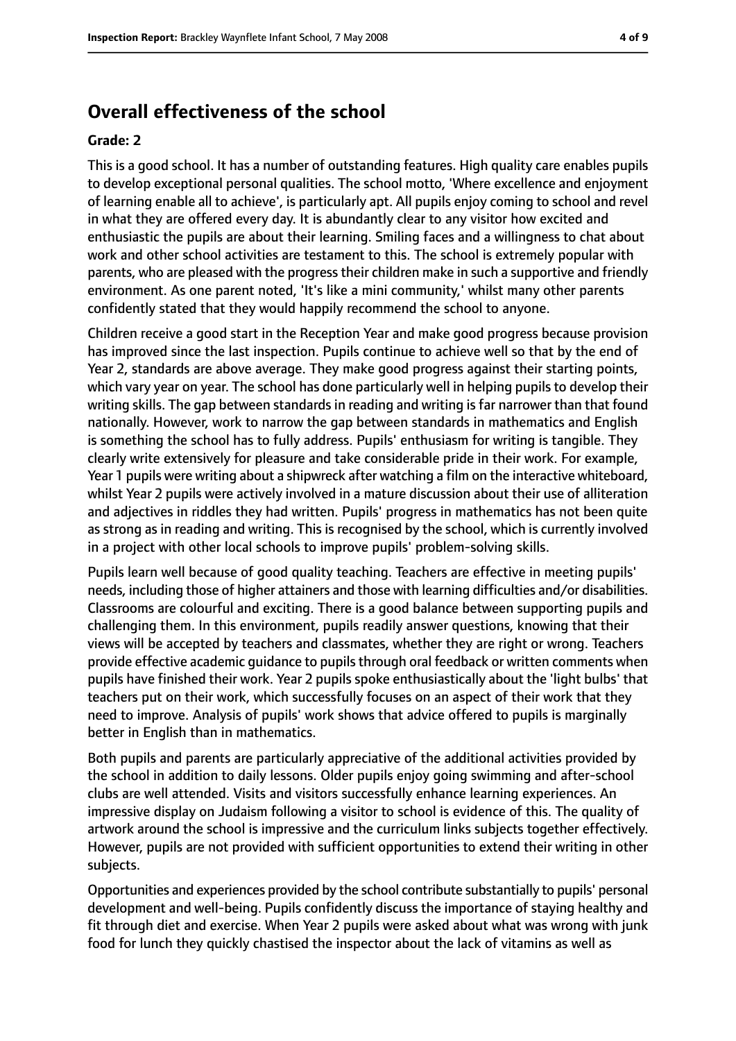## Overall effectiveness of the school

**Grade: 2**

This is a good school. It has a number of outstanding features. High quality care enables pupils to develop exceptional personal qualities. The school motto, 'Where excellence and enjoyment of learning enable all to achieve', is particularly apt. All pupils enjoy coming to school and revel in what they are offered every day. It is abundantly clear to any visitor how excited and enthusiastic the pupils are about their learning. Smiling faces and a willingness to chat about work and other school activities are testament to this. The school is extremely popular with parents, who are pleased with the progress their children make in such a supportive and friendly environment. As one parent noted, 'It's like a mini community,' whilst many other parents confidently stated that they would happily recommend the school to anyone.

Children receive a good start in the Reception Year and make good progress because provision has improved since the last inspection. Pupils continue to achieve well so that by the end of Year 2, standards are above average. They make good progress against their starting points, which vary year on year. The school has done particularly well in helping pupils to develop their writing skills. The gap between standards in reading and writing is far narrower than that found nationally. However, work to narrow the gap between standards in mathematics and English is something the school has to fully address. Pupils' enthusiasm for writing is tangible. They clearly write extensively for pleasure and take considerable pride in their work. For example, Year 1 pupils were writing about a shipwreck after watching a film on the interactive whiteboard, whilst Year 2 pupils were actively involved in a mature discussion about their use of alliteration and adjectives in riddles they had written. Pupils' progress in mathematics has not been quite as strong as in reading and writing. This is recognised by the school, which is currently involved in a project with other local schools to improve pupils' problem-solving skills.

Pupils learn well because of good quality teaching. Teachers are effective in meeting pupils' needs, including those of higher attainers and those with learning difficulties and/or disabilities. Classrooms are colourful and exciting. There is a good balance between supporting pupils and challenging them. In this environment, pupils readily answer questions, knowing that their views will be accepted by teachers and classmates, whether they are right or wrong. Teachers provide effective academic guidance to pupils through oral feedback or written comments when pupils have finished their work. Year 2 pupils spoke enthusiastically about the 'light bulbs' that teachers put on their work, which successfully focuses on an aspect of their work that they need to improve. Analysis of pupils' work shows that advice offered to pupils is marginally better in English than in mathematics.

Both pupils and parents are particularly appreciative of the additional activities provided by the school in addition to daily lessons. Older pupils enjoy going swimming and after-school clubs are well attended. Visits and visitors successfully enhance learning experiences. An impressive display on Judaism following a visitor to school is evidence of this. The quality of artwork around the school is impressive and the curriculum links subjects together effectively. However, pupils are not provided with sufficient opportunities to extend their writing in other subjects.

Opportunities and experiences provided by the school contribute substantially to pupils' personal development and well-being. Pupils confidently discuss the importance of staying healthy and fit through diet and exercise. When Year 2 pupils were asked about what was wrong with junk food for lunch they quickly chastised the inspector about the lack of vitamins as well as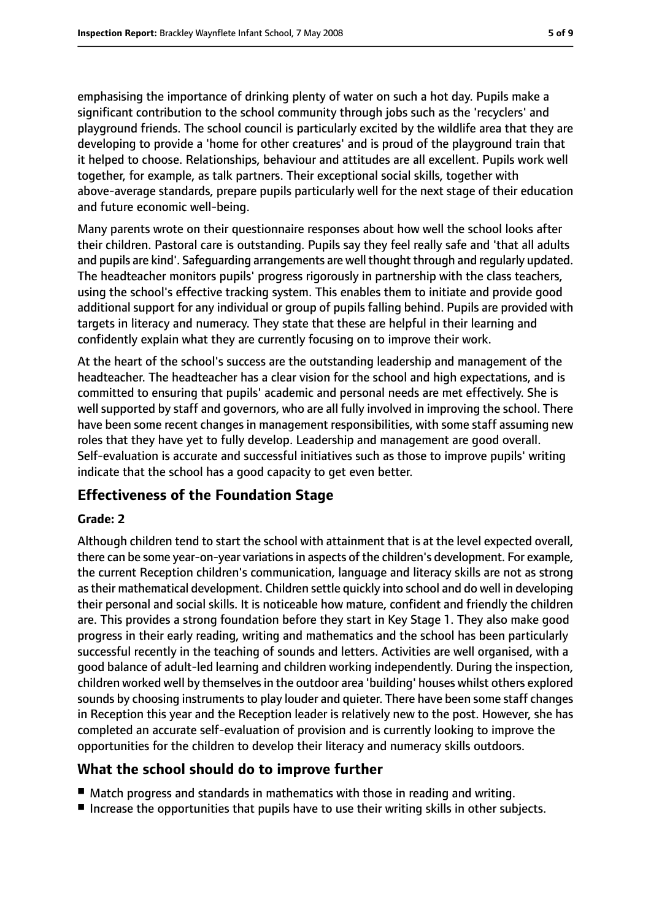emphasising the importance of drinking plenty of water on such a hot day. Pupils make a significant contribution to the school community through jobs such as the 'recyclers' and playground friends. The school council is particularly excited by the wildlife area that they are developing to provide a 'home for other creatures' and is proud of the playground train that it helped to choose. Relationships, behaviour and attitudes are all excellent. Pupils work well together, for example, as talk partners. Their exceptional social skills, together with above-average standards, prepare pupils particularly well for the next stage of their education and future economic well-being.

Many parents wrote on their questionnaire responses about how well the school looks after their children. Pastoral care is outstanding. Pupils say they feel really safe and 'that all adults and pupils are kind'. Safeguarding arrangements are well thought through and regularly updated. The headteacher monitors pupils' progress rigorously in partnership with the class teachers, using the school's effective tracking system. This enables them to initiate and provide good additional support for any individual or group of pupils falling behind. Pupils are provided with targets in literacy and numeracy. They state that these are helpful in their learning and confidently explain what they are currently focusing on to improve their work.

At the heart of the school's success are the outstanding leadership and management of the headteacher. The headteacher has a clear vision for the school and high expectations, and is committed to ensuring that pupils' academic and personal needs are met effectively. She is well supported by staff and governors, who are all fully involved in improving the school. There have been some recent changes in management responsibilities, with some staff assuming new roles that they have yet to fully develop. Leadership and management are good overall. Self-evaluation is accurate and successful initiatives such as those to improve pupils' writing indicate that the school has a good capacity to get even better.

## Effectiveness of the Foundation Stage

**Grade: 2**

Although children tend to start the school with attainment that is at the level expected overall, there can be some year-on-year variations in aspects of the children's development. For example, the current Reception children's communication, language and literacy skills are not as strong as their mathematical development. Children settle quickly into school and do well in developing their personal and social skills. It is noticeable how mature, confident and friendly the children are. This provides a strong foundation before they start in Key Stage 1. They also make good progress in their early reading, writing and mathematics and the school has been particularly successful recently in the teaching of sounds and letters. Activities are well organised, with a good balance of adult-led learning and children working independently. During the inspection, children worked well by themselves in the outdoor area 'building' houses whilst others explored sounds by choosing instruments to play louder and quieter. There have been some staff changes in Reception this year and the Reception leader is relatively new to the post. However, she has completed an accurate self-evaluation of provision and is currently looking to improve the opportunities for the children to develop their literacy and numeracy skills outdoors.

## What the school should do to improve further

- Match progress and standards in mathematics with those in reading and writing.
- Increase the opportunities that pupils have to use their writing skills in other subjects.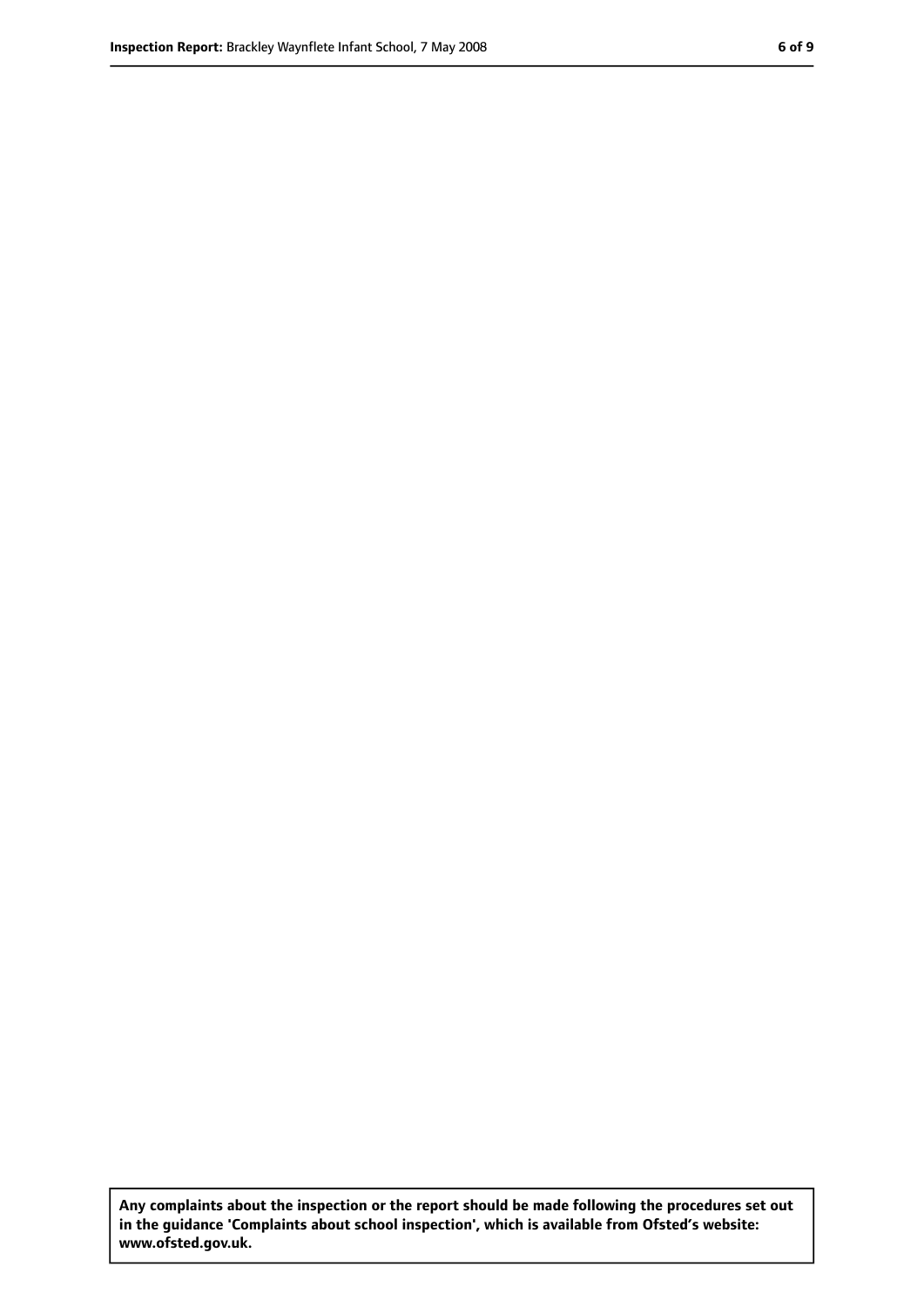**Any complaints about the inspection or the report should be made following the procedures set out in the guidance 'Complaints about school inspection', which is available from Ofsted's website: www.ofsted.gov.uk.**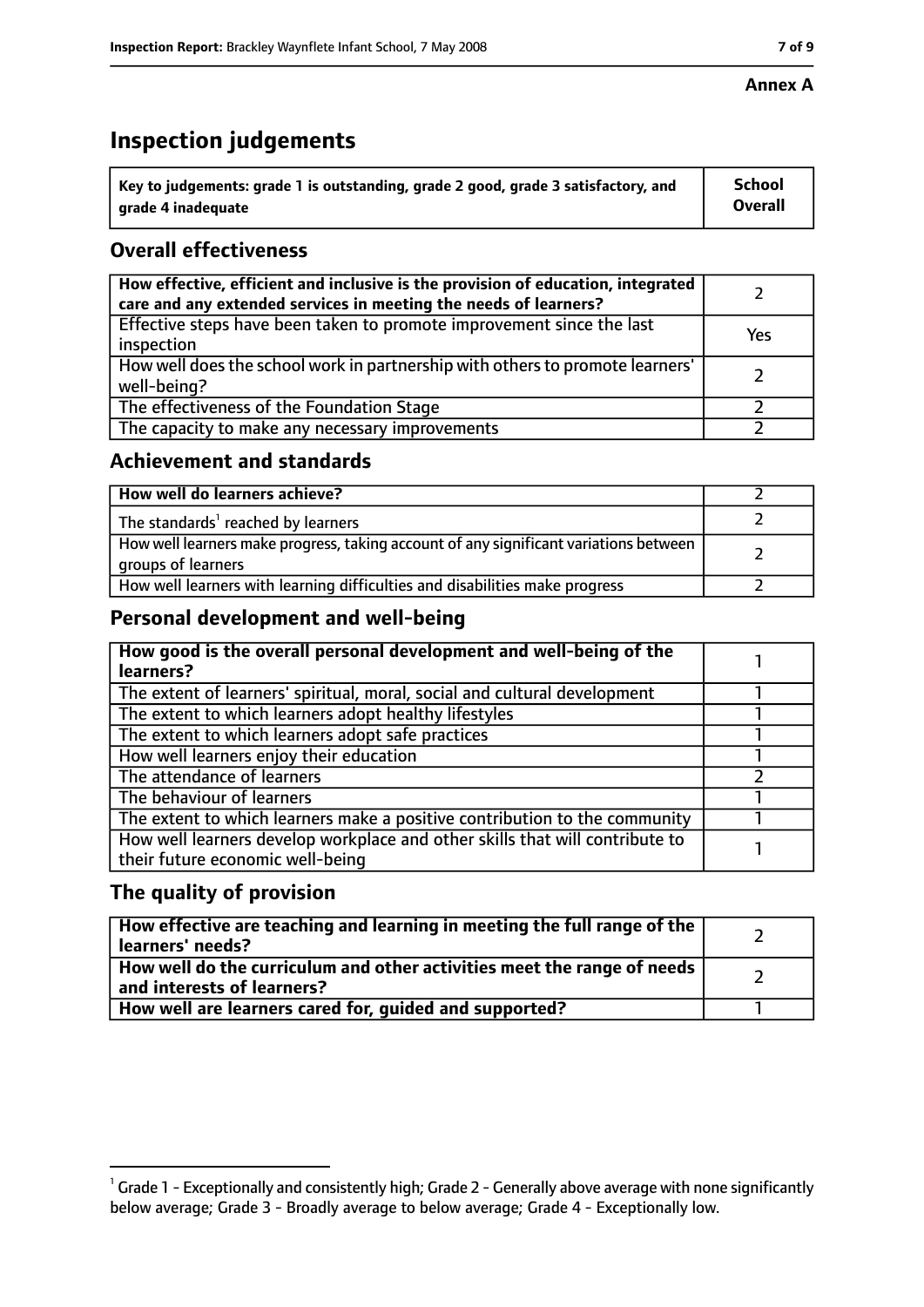**Annex A**

# Inspection judgements

| Key to judgements: grade 1 is outstanding, grade 2 good, grade 3 satisfactory, and grade 4 inadequate | School Overall |
|---|---|

## Overall effectiveness

| | |
|---|---|
| How effective, efficient and inclusive is the provision of education, integrated care and any extended services in meeting the needs of learners? | 2 |
| Effective steps have been taken to promote improvement since the last inspection | Yes |
| How well does the school work in partnership with others to promote learners' well-being? | 2 |
| The effectiveness of the Foundation Stage | 2 |
| The capacity to make any necessary improvements | 2 |

## Achievement and standards

| | |
|---|---|
| How well do learners achieve? | 2 |
| The standards[1] reached by learners | 2 |
| How well learners make progress, taking account of any significant variations between groups of learners | 2 |
| How well learners with learning difficulties and disabilities make progress | 2 |

## Personal development and well-being

| | |
|---|---|
| How good is the overall personal development and well-being of the learners? | 1 |
| The extent of learners' spiritual, moral, social and cultural development | 1 |
| The extent to which learners adopt healthy lifestyles | 1 |
| The extent to which learners adopt safe practices | 1 |
| How well learners enjoy their education | 1 |
| The attendance of learners | 2 |
| The behaviour of learners | 1 |
| The extent to which learners make a positive contribution to the community | 1 |
| How well learners develop workplace and other skills that will contribute to their future economic well-being | 1 |

## The quality of provision

| | |
|---|---|
| How effective are teaching and learning in meeting the full range of the learners' needs? | 2 |
| How well do the curriculum and other activities meet the range of needs and interests of learners? | 2 |
| How well are learners cared for, guided and supported? | 1 |

[1] Grade 1 - Exceptionally and consistently high; Grade 2 - Generally above average with none significantly below average; Grade 3 - Broadly average to below average; Grade 4 - Exceptionally low.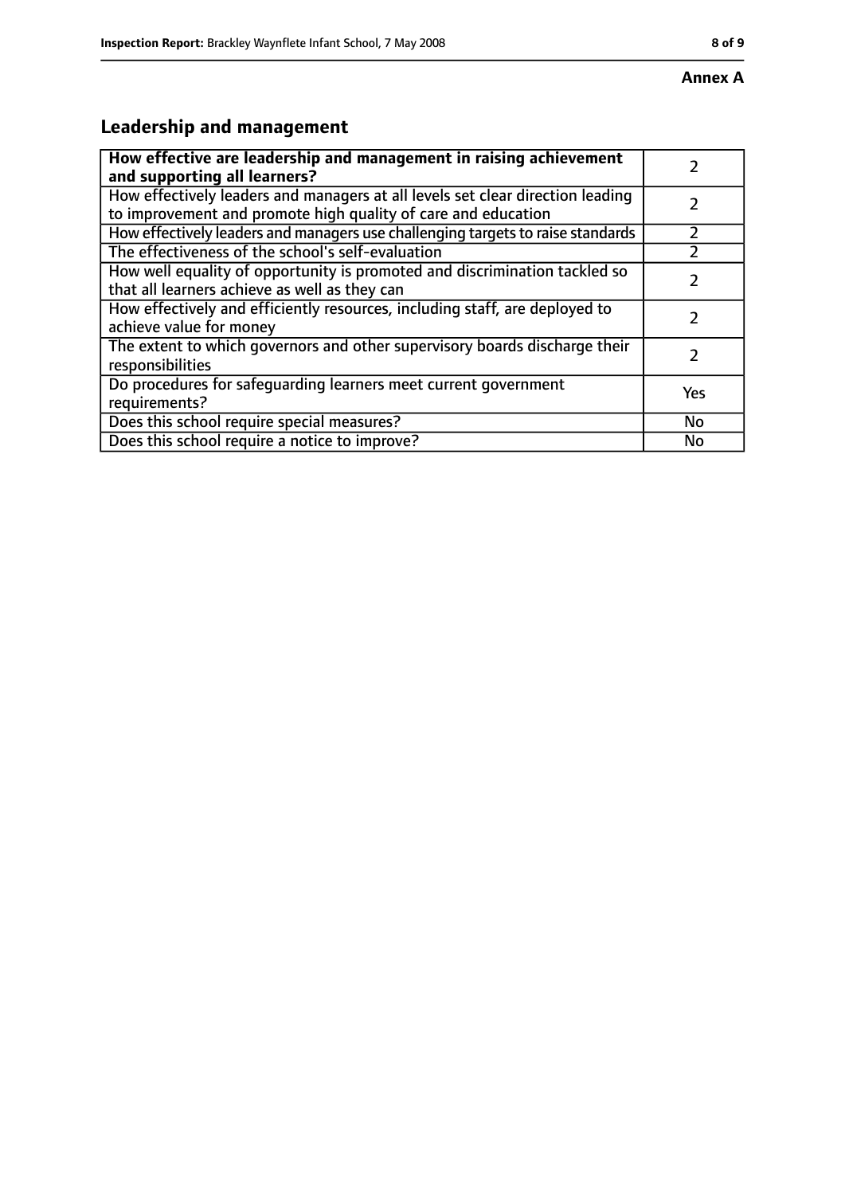**Annex A**

## Leadership and management

| How effective are leadership and management in raising achievement and supporting all learners? | 2 |
|---|---|
| How effectively leaders and managers at all levels set clear direction leading to improvement and promote high quality of care and education | 2 |
| How effectively leaders and managers use challenging targets to raise standards | 2 |
| The effectiveness of the school's self-evaluation | 2 |
| How well equality of opportunity is promoted and discrimination tackled so that all learners achieve as well as they can | 2 |
| How effectively and efficiently resources, including staff, are deployed to achieve value for money | 2 |
| The extent to which governors and other supervisory boards discharge their responsibilities | 2 |
| Do procedures for safeguarding learners meet current government requirements? | Yes |
| Does this school require special measures? | No |
| Does this school require a notice to improve? | No |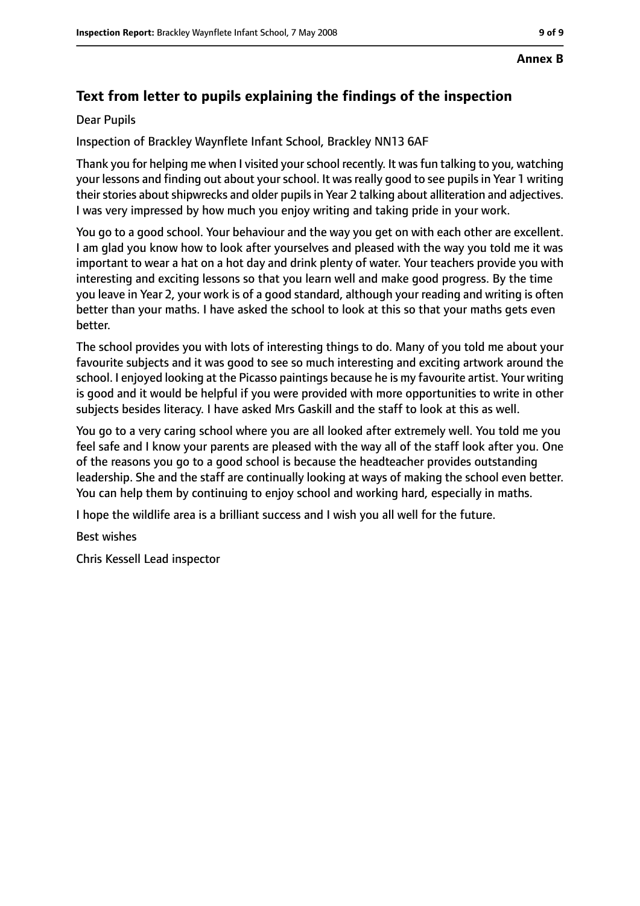**Annex B**

## Text from letter to pupils explaining the findings of the inspection

Dear Pupils

Inspection of Brackley Waynflete Infant School, Brackley NN13 6AF

Thank you for helping me when I visited your school recently. It was fun talking to you, watching your lessons and finding out about your school. It was really good to see pupils in Year 1 writing their stories about shipwrecks and older pupils in Year 2 talking about alliteration and adjectives. I was very impressed by how much you enjoy writing and taking pride in your work.

You go to a good school. Your behaviour and the way you get on with each other are excellent. I am glad you know how to look after yourselves and pleased with the way you told me it was important to wear a hat on a hot day and drink plenty of water. Your teachers provide you with interesting and exciting lessons so that you learn well and make good progress. By the time you leave in Year 2, your work is of a good standard, although your reading and writing is often better than your maths. I have asked the school to look at this so that your maths gets even better.

The school provides you with lots of interesting things to do. Many of you told me about your favourite subjects and it was good to see so much interesting and exciting artwork around the school. I enjoyed looking at the Picasso paintings because he is my favourite artist. Your writing is good and it would be helpful if you were provided with more opportunities to write in other subjects besides literacy. I have asked Mrs Gaskill and the staff to look at this as well.

You go to a very caring school where you are all looked after extremely well. You told me you feel safe and I know your parents are pleased with the way all of the staff look after you. One of the reasons you go to a good school is because the headteacher provides outstanding leadership. She and the staff are continually looking at ways of making the school even better. You can help them by continuing to enjoy school and working hard, especially in maths.

I hope the wildlife area is a brilliant success and I wish you all well for the future.

Best wishes

Chris Kessell Lead inspector